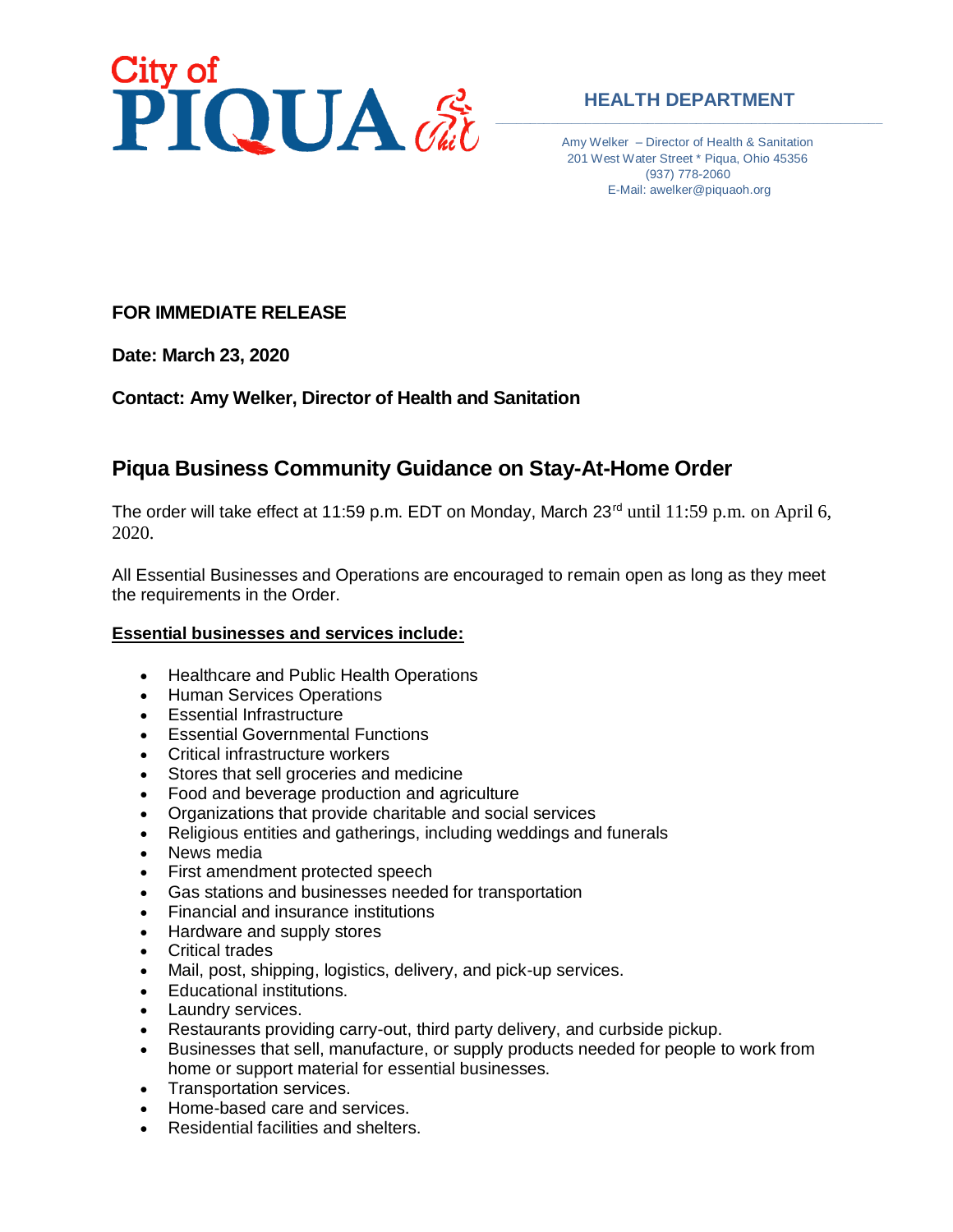City of PIQUA

## HEALTH DEPARTMENT

Amy Welker – Director of Health & Sanitation
201 West Water Street * Piqua, Ohio 45356
(937) 778-2060
E-Mail: awelker@piquaoh.org

**FOR IMMEDIATE RELEASE**

**Date: March 23, 2020**

**Contact: Amy Welker, Director of Health and Sanitation**

# Piqua Business Community Guidance on Stay-At-Home Order

The order will take effect at 11:59 p.m. EDT on Monday, March 23rd until 11:59 p.m. on April 6, 2020.

All Essential Businesses and Operations are encouraged to remain open as long as they meet the requirements in the Order.

**Essential businesses and services include:**

- Healthcare and Public Health Operations
- Human Services Operations
- Essential Infrastructure
- Essential Governmental Functions
- Critical infrastructure workers
- Stores that sell groceries and medicine
- Food and beverage production and agriculture
- Organizations that provide charitable and social services
- Religious entities and gatherings, including weddings and funerals
- News media
- First amendment protected speech
- Gas stations and businesses needed for transportation
- Financial and insurance institutions
- Hardware and supply stores
- Critical trades
- Mail, post, shipping, logistics, delivery, and pick-up services.
- Educational institutions.
- Laundry services.
- Restaurants providing carry-out, third party delivery, and curbside pickup.
- Businesses that sell, manufacture, or supply products needed for people to work from home or support material for essential businesses.
- Transportation services.
- Home-based care and services.
- Residential facilities and shelters.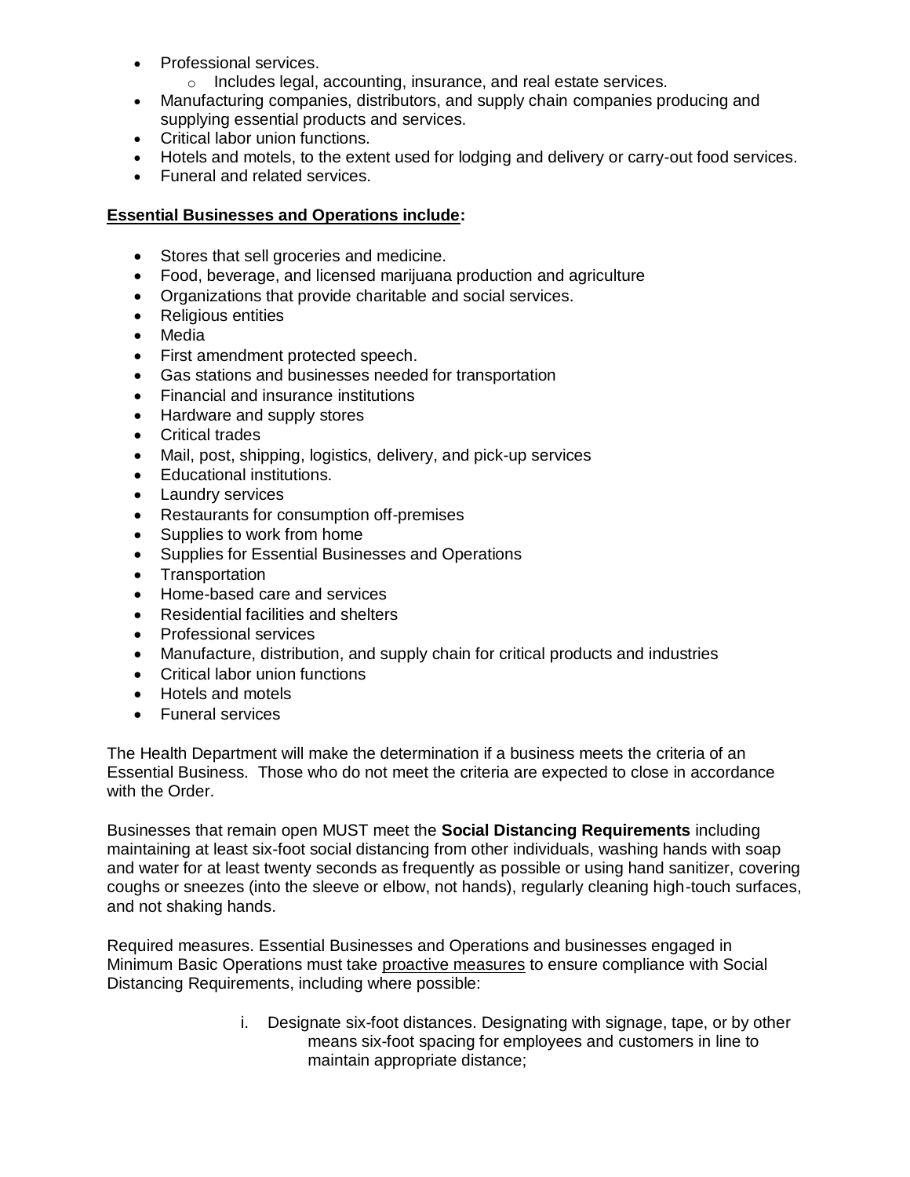- Professional services.
    - Includes legal, accounting, insurance, and real estate services.
- Manufacturing companies, distributors, and supply chain companies producing and supplying essential products and services.
- Critical labor union functions.
- Hotels and motels, to the extent used for lodging and delivery or carry-out food services.
- Funeral and related services.

**Essential Businesses and Operations include:**

- Stores that sell groceries and medicine.
- Food, beverage, and licensed marijuana production and agriculture
- Organizations that provide charitable and social services.
- Religious entities
- Media
- First amendment protected speech.
- Gas stations and businesses needed for transportation
- Financial and insurance institutions
- Hardware and supply stores
- Critical trades
- Mail, post, shipping, logistics, delivery, and pick-up services
- Educational institutions.
- Laundry services
- Restaurants for consumption off-premises
- Supplies to work from home
- Supplies for Essential Businesses and Operations
- Transportation
- Home-based care and services
- Residential facilities and shelters
- Professional services
- Manufacture, distribution, and supply chain for critical products and industries
- Critical labor union functions
- Hotels and motels
- Funeral services

The Health Department will make the determination if a business meets the criteria of an Essential Business. Those who do not meet the criteria are expected to close in accordance with the Order.

Businesses that remain open MUST meet the **Social Distancing Requirements** including maintaining at least six-foot social distancing from other individuals, washing hands with soap and water for at least twenty seconds as frequently as possible or using hand sanitizer, covering coughs or sneezes (into the sleeve or elbow, not hands), regularly cleaning high-touch surfaces, and not shaking hands.

Required measures. Essential Businesses and Operations and businesses engaged in Minimum Basic Operations must take proactive measures to ensure compliance with Social Distancing Requirements, including where possible:

i. Designate six-foot distances. Designating with signage, tape, or by other means six-foot spacing for employees and customers in line to maintain appropriate distance;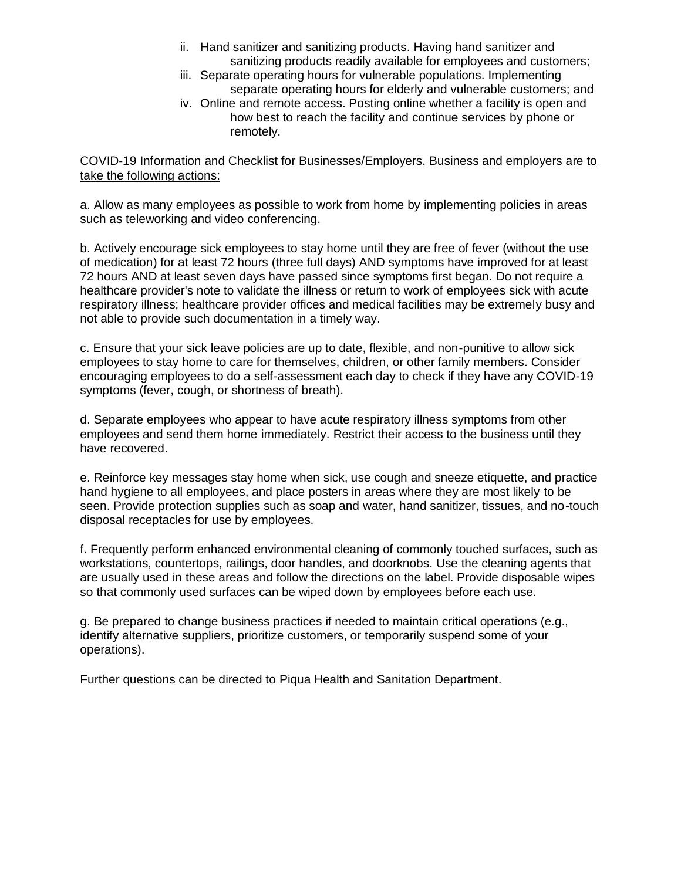ii. Hand sanitizer and sanitizing products. Having hand sanitizer and sanitizing products readily available for employees and customers;

iii. Separate operating hours for vulnerable populations. Implementing separate operating hours for elderly and vulnerable customers; and

iv. Online and remote access. Posting online whether a facility is open and how best to reach the facility and continue services by phone or remotely.

<u>COVID-19 Information and Checklist for Businesses/Employers. Business and employers are to take the following actions:</u>

a. Allow as many employees as possible to work from home by implementing policies in areas such as teleworking and video conferencing.

b. Actively encourage sick employees to stay home until they are free of fever (without the use of medication) for at least 72 hours (three full days) AND symptoms have improved for at least 72 hours AND at least seven days have passed since symptoms first began. Do not require a healthcare provider's note to validate the illness or return to work of employees sick with acute respiratory illness; healthcare provider offices and medical facilities may be extremely busy and not able to provide such documentation in a timely way.

c. Ensure that your sick leave policies are up to date, flexible, and non-punitive to allow sick employees to stay home to care for themselves, children, or other family members. Consider encouraging employees to do a self-assessment each day to check if they have any COVID-19 symptoms (fever, cough, or shortness of breath).

d. Separate employees who appear to have acute respiratory illness symptoms from other employees and send them home immediately. Restrict their access to the business until they have recovered.

e. Reinforce key messages stay home when sick, use cough and sneeze etiquette, and practice hand hygiene to all employees, and place posters in areas where they are most likely to be seen. Provide protection supplies such as soap and water, hand sanitizer, tissues, and no-touch disposal receptacles for use by employees.

f. Frequently perform enhanced environmental cleaning of commonly touched surfaces, such as workstations, countertops, railings, door handles, and doorknobs. Use the cleaning agents that are usually used in these areas and follow the directions on the label. Provide disposable wipes so that commonly used surfaces can be wiped down by employees before each use.

g. Be prepared to change business practices if needed to maintain critical operations (e.g., identify alternative suppliers, prioritize customers, or temporarily suspend some of your operations).

Further questions can be directed to Piqua Health and Sanitation Department.